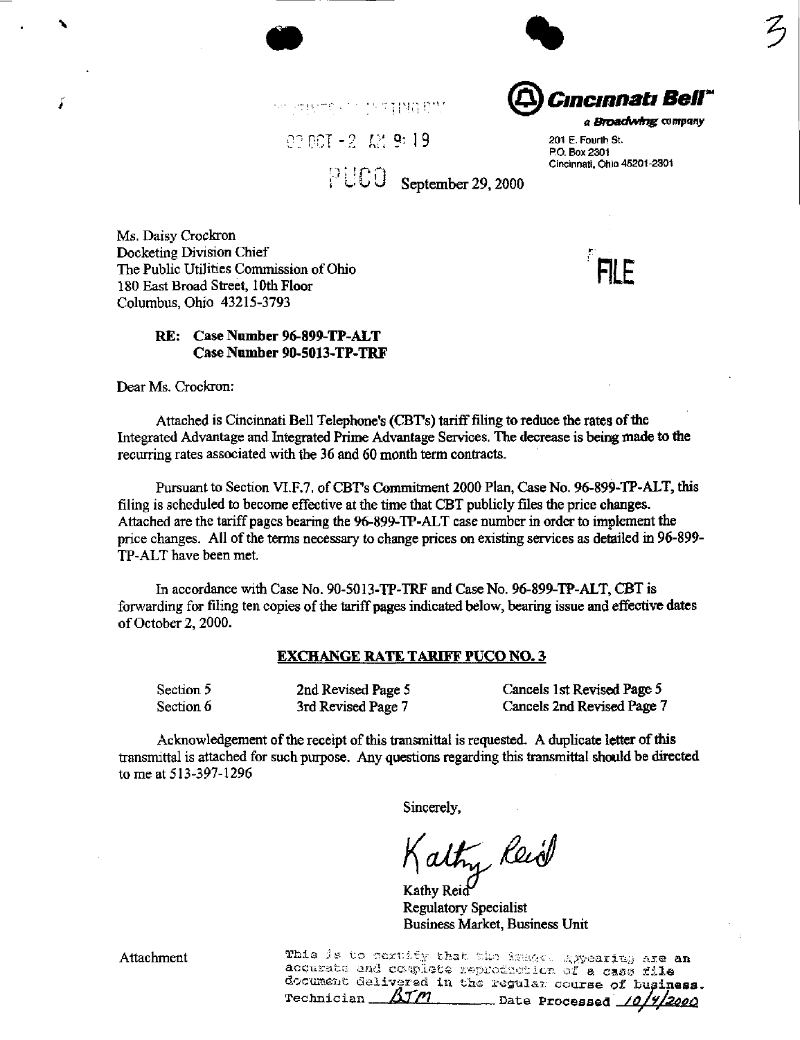Cincinnati Bell
a Broadwing company

201 E. Fourth St.
P.O. Box 2301
Cincinnati, Ohio 45201-2301

00 OCT -2 AM 9:19

PUCO September 29, 2000

Ms. Daisy Crockron
Docketing Division Chief
The Public Utilities Commission of Ohio
180 East Broad Street, 10th Floor
Columbus, Ohio 43215-3793

FILE

**RE: Case Number 96-899-TP-ALT**
**Case Number 90-5013-TP-TRF**

Dear Ms. Crockron:

Attached is Cincinnati Bell Telephone's (CBT's) tariff filing to reduce the rates of the Integrated Advantage and Integrated Prime Advantage Services. The decrease is being made to the recurring rates associated with the 36 and 60 month term contracts.

Pursuant to Section VI.F.7. of CBT's Commitment 2000 Plan, Case No. 96-899-TP-ALT, this filing is scheduled to become effective at the time that CBT publicly files the price changes. Attached are the tariff pages bearing the 96-899-TP-ALT case number in order to implement the price changes. All of the terms necessary to change prices on existing services as detailed in 96-899-TP-ALT have been met.

In accordance with Case No. 90-5013-TP-TRF and Case No. 96-899-TP-ALT, CBT is forwarding for filing ten copies of the tariff pages indicated below, bearing issue and effective dates of October 2, 2000.

**EXCHANGE RATE TARIFF PUCO NO. 3**

| | | |
|---|---|---|
| Section 5 | 2nd Revised Page 5 | Cancels 1st Revised Page 5 |
| Section 6 | 3rd Revised Page 7 | Cancels 2nd Revised Page 7 |

Acknowledgement of the receipt of this transmittal is requested. A duplicate letter of this transmittal is attached for such purpose. Any questions regarding this transmittal should be directed to me at 513-397-1296

Sincerely,

Kathy Reid

Kathy Reid
Regulatory Specialist
Business Market, Business Unit

Attachment

This is to certify that the images appearing are an accurate and complete reproduction of a case file document delivered in the regular course of business.
Technician BTM Date Processed 10/4/2000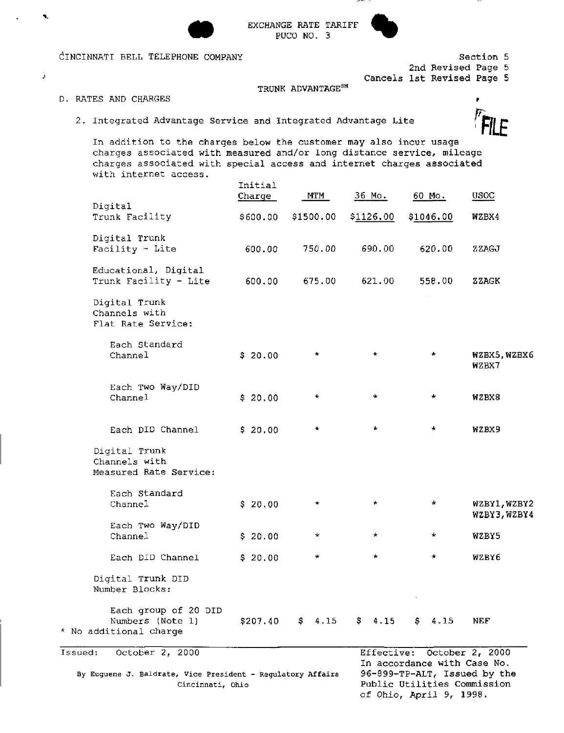EXCHANGE RATE TARIFF
PUCO NO. 3

CINCINNATI BELL TELEPHONE COMPANY

Section 5
2nd Revised Page 5
Cancels 1st Revised Page 5

TRUNK ADVANTAGE[SM]

D. RATES AND CHARGES

2. Integrated Advantage Service and Integrated Advantage Lite

FILE

In addition to the charges below the customer may also incur usage charges associated with measured and/or long distance service, mileage charges associated with special access and internet charges associated with internet access.

| | Initial Charge | MTM | 36 Mo. | 60 Mo. | USOC |
|---|---|---|---|---|---|
| Digital Trunk Facility | $600.00 | $1500.00 | $1126.00 | $1046.00 | WZBX4 |
| Digital Trunk Facility - Lite | 600.00 | 750.00 | 690.00 | 620.00 | ZZAGJ |
| Educational, Digital Trunk Facility - Lite | 600.00 | 675.00 | 621.00 | 558.00 | ZZAGK |
| Digital Trunk Channels with Flat Rate Service: | | | | | |
| Each Standard Channel | $ 20.00 | * | * | * | WZBX5, WZBX6 WZBX7 |
| Each Two Way/DID Channel | $ 20.00 | * | * | * | WZBX8 |
| Each DID Channel | $ 20.00 | * | * | * | WZBX9 |
| Digital Trunk Channels with Measured Rate Service: | | | | | |
| Each Standard Channel | $ 20.00 | * | * | * | WZBY1, WZBY2 WZBY3, WZBY4 |
| Each Two Way/DID Channel | $ 20.00 | * | * | * | WZBY5 |
| Each DID Channel | $ 20.00 | * | * | * | WZBY6 |
| Digital Trunk DID Number Blocks: | | | | | |
| Each group of 20 DID Numbers (Note 1) | $207.40 | $ 4.15 | $ 4.15 | $ 4.15 | NEF |

* No additional charge

Issued: October 2, 2000

Effective: October 2, 2000
In accordance with Case No. 96-899-TP-ALT, Issued by the Public Utilities Commission of Ohio, April 9, 1998.

By Euguene J. Baldrate, Vice President - Regulatory Affairs
Cincinnati, Ohio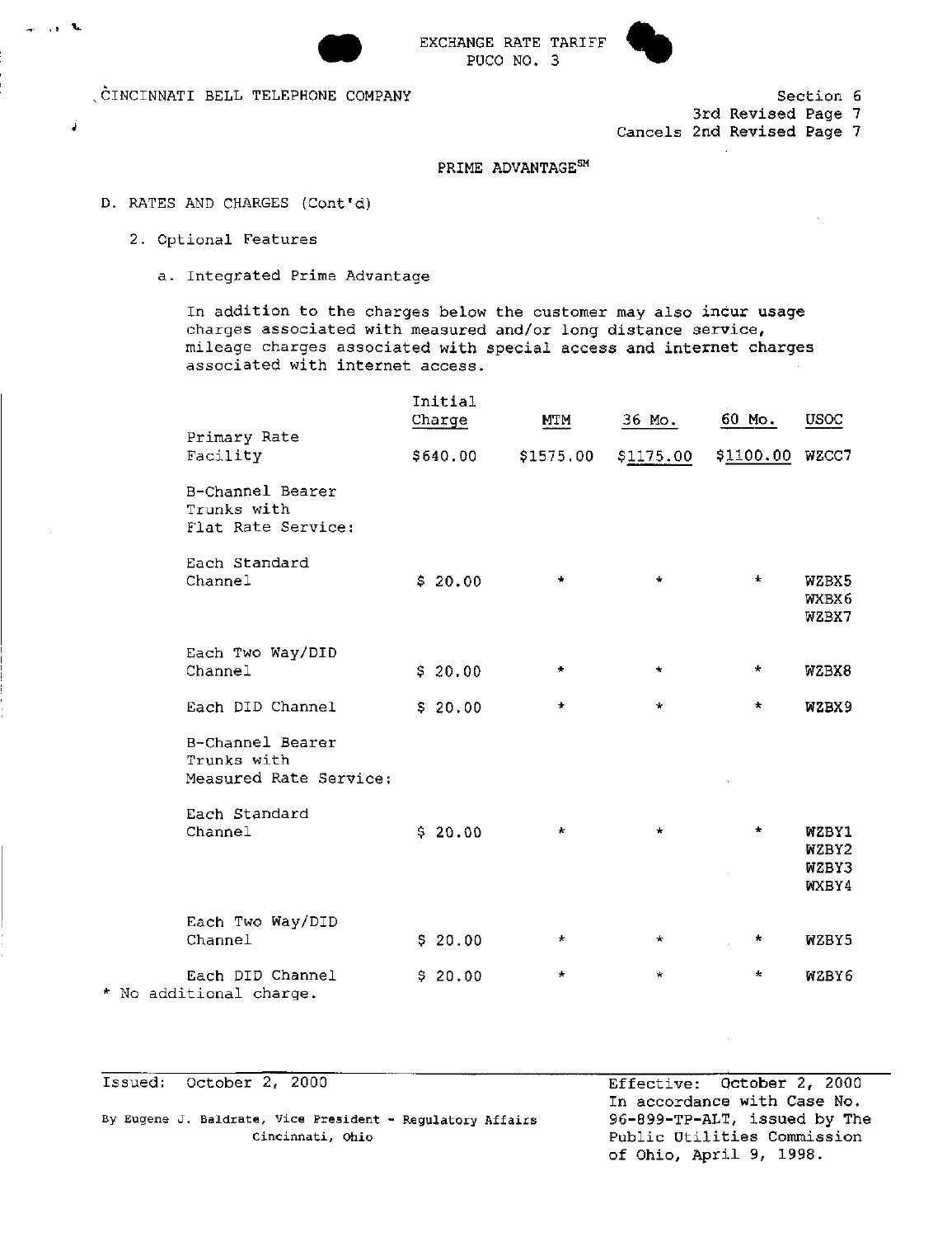EXCHANGE RATE TARIFF
PUCO NO. 3

CINCINNATI BELL TELEPHONE COMPANY

Section 6
3rd Revised Page 7
Cancels 2nd Revised Page 7

PRIME ADVANTAGE[SM]

D. RATES AND CHARGES (Cont'd)

2. Optional Features

a. Integrated Prime Advantage

In addition to the charges below the customer may also incur usage charges associated with measured and/or long distance service, mileage charges associated with special access and internet charges associated with internet access.

| | Initial Charge | MTM | 36 Mo. | 60 Mo. | USOC |
|---|---|---|---|---|---|
| Primary Rate Facility | $640.00 | $1575.00 | $1175.00 | $1100.00 | WZCC7 |
| B-Channel Bearer Trunks with Flat Rate Service: | | | | | |
| Each Standard Channel | $ 20.00 | * | * | * | WZBX5 WXBX6 WZBX7 |
| Each Two Way/DID Channel | $ 20.00 | * | * | * | WZBX8 |
| Each DID Channel | $ 20.00 | * | * | * | WZBX9 |
| B-Channel Bearer Trunks with Measured Rate Service: | | | | | |
| Each Standard Channel | $ 20.00 | * | * | * | WZBY1 WZBY2 WZBY3 WXBY4 |
| Each Two Way/DID Channel | $ 20.00 | * | * | * | WZBY5 |
| Each DID Channel | $ 20.00 | * | * | * | WZBY6 |

* No additional charge.

Issued: October 2, 2000

By Eugene J. Baldrate, Vice President - Regulatory Affairs
Cincinnati, Ohio

Effective: October 2, 2000
In accordance with Case No. 96-899-TP-ALT, issued by The Public Utilities Commission of Ohio, April 9, 1998.